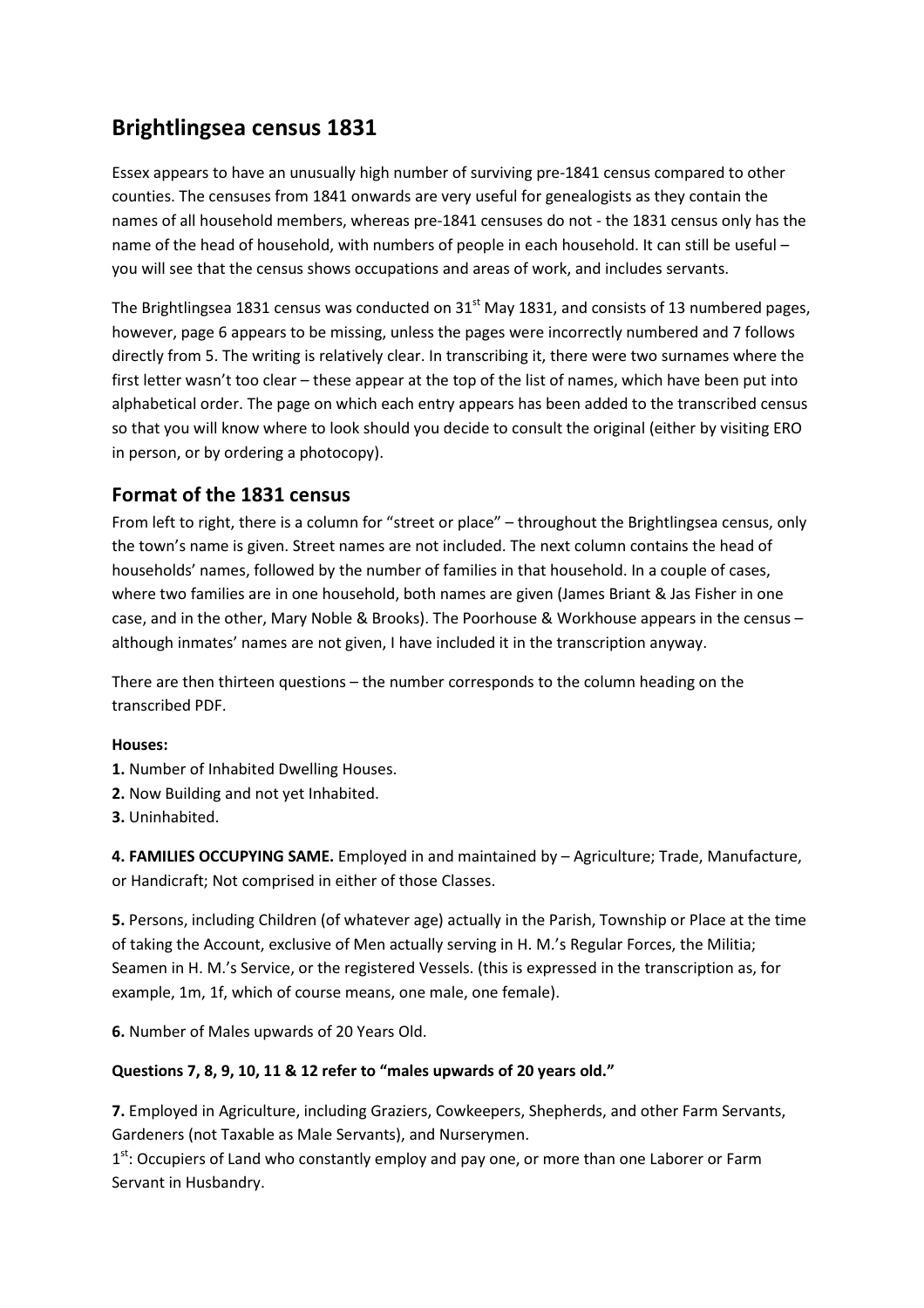# Brightlingsea census 1831

Essex appears to have an unusually high number of surviving pre-1841 census compared to other counties. The censuses from 1841 onwards are very useful for genealogists as they contain the names of all household members, whereas pre-1841 censuses do not - the 1831 census only has the name of the head of household, with numbers of people in each household. It can still be useful – you will see that the census shows occupations and areas of work, and includes servants.

The Brightlingsea 1831 census was conducted on 31st May 1831, and consists of 13 numbered pages, however, page 6 appears to be missing, unless the pages were incorrectly numbered and 7 follows directly from 5. The writing is relatively clear. In transcribing it, there were two surnames where the first letter wasn't too clear – these appear at the top of the list of names, which have been put into alphabetical order. The page on which each entry appears has been added to the transcribed census so that you will know where to look should you decide to consult the original (either by visiting ERO in person, or by ordering a photocopy).

## Format of the 1831 census

From left to right, there is a column for "street or place" – throughout the Brightlingsea census, only the town's name is given. Street names are not included. The next column contains the head of households' names, followed by the number of families in that household. In a couple of cases, where two families are in one household, both names are given (James Briant & Jas Fisher in one case, and in the other, Mary Noble & Brooks). The Poorhouse & Workhouse appears in the census – although inmates' names are not given, I have included it in the transcription anyway.

There are then thirteen questions – the number corresponds to the column heading on the transcribed PDF.

**Houses:**

**1.** Number of Inhabited Dwelling Houses.
**2.** Now Building and not yet Inhabited.
**3.** Uninhabited.

**4. FAMILIES OCCUPYING SAME.** Employed in and maintained by – Agriculture; Trade, Manufacture, or Handicraft; Not comprised in either of those Classes.

**5.** Persons, including Children (of whatever age) actually in the Parish, Township or Place at the time of taking the Account, exclusive of Men actually serving in H. M.'s Regular Forces, the Militia; Seamen in H. M.'s Service, or the registered Vessels. (this is expressed in the transcription as, for example, 1m, 1f, which of course means, one male, one female).

**6.** Number of Males upwards of 20 Years Old.

**Questions 7, 8, 9, 10, 11 & 12 refer to "males upwards of 20 years old."**

**7.** Employed in Agriculture, including Graziers, Cowkeepers, Shepherds, and other Farm Servants, Gardeners (not Taxable as Male Servants), and Nurserymen.
1st: Occupiers of Land who constantly employ and pay one, or more than one Laborer or Farm Servant in Husbandry.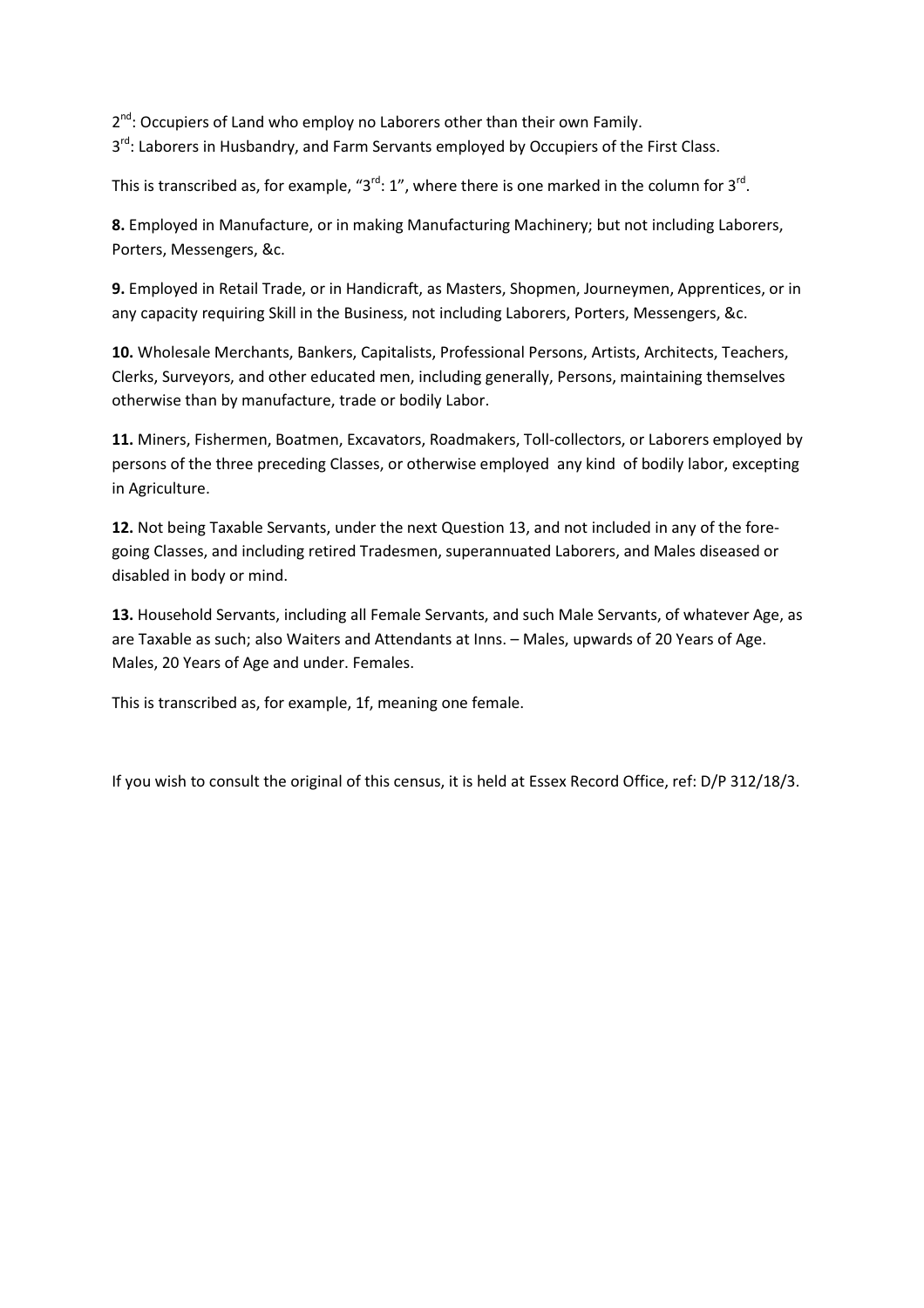2nd: Occupiers of Land who employ no Laborers other than their own Family.

3rd: Laborers in Husbandry, and Farm Servants employed by Occupiers of the First Class.

This is transcribed as, for example, "3rd: 1", where there is one marked in the column for 3rd.

**8.** Employed in Manufacture, or in making Manufacturing Machinery; but not including Laborers, Porters, Messengers, &c.

**9.** Employed in Retail Trade, or in Handicraft, as Masters, Shopmen, Journeymen, Apprentices, or in any capacity requiring Skill in the Business, not including Laborers, Porters, Messengers, &c.

**10.** Wholesale Merchants, Bankers, Capitalists, Professional Persons, Artists, Architects, Teachers, Clerks, Surveyors, and other educated men, including generally, Persons, maintaining themselves otherwise than by manufacture, trade or bodily Labor.

**11.** Miners, Fishermen, Boatmen, Excavators, Roadmakers, Toll-collectors, or Laborers employed by persons of the three preceding Classes, or otherwise employed any kind of bodily labor, excepting in Agriculture.

**12.** Not being Taxable Servants, under the next Question 13, and not included in any of the fore-going Classes, and including retired Tradesmen, superannuated Laborers, and Males diseased or disabled in body or mind.

**13.** Household Servants, including all Female Servants, and such Male Servants, of whatever Age, as are Taxable as such; also Waiters and Attendants at Inns. – Males, upwards of 20 Years of Age. Males, 20 Years of Age and under. Females.

This is transcribed as, for example, 1f, meaning one female.

If you wish to consult the original of this census, it is held at Essex Record Office, ref: D/P 312/18/3.